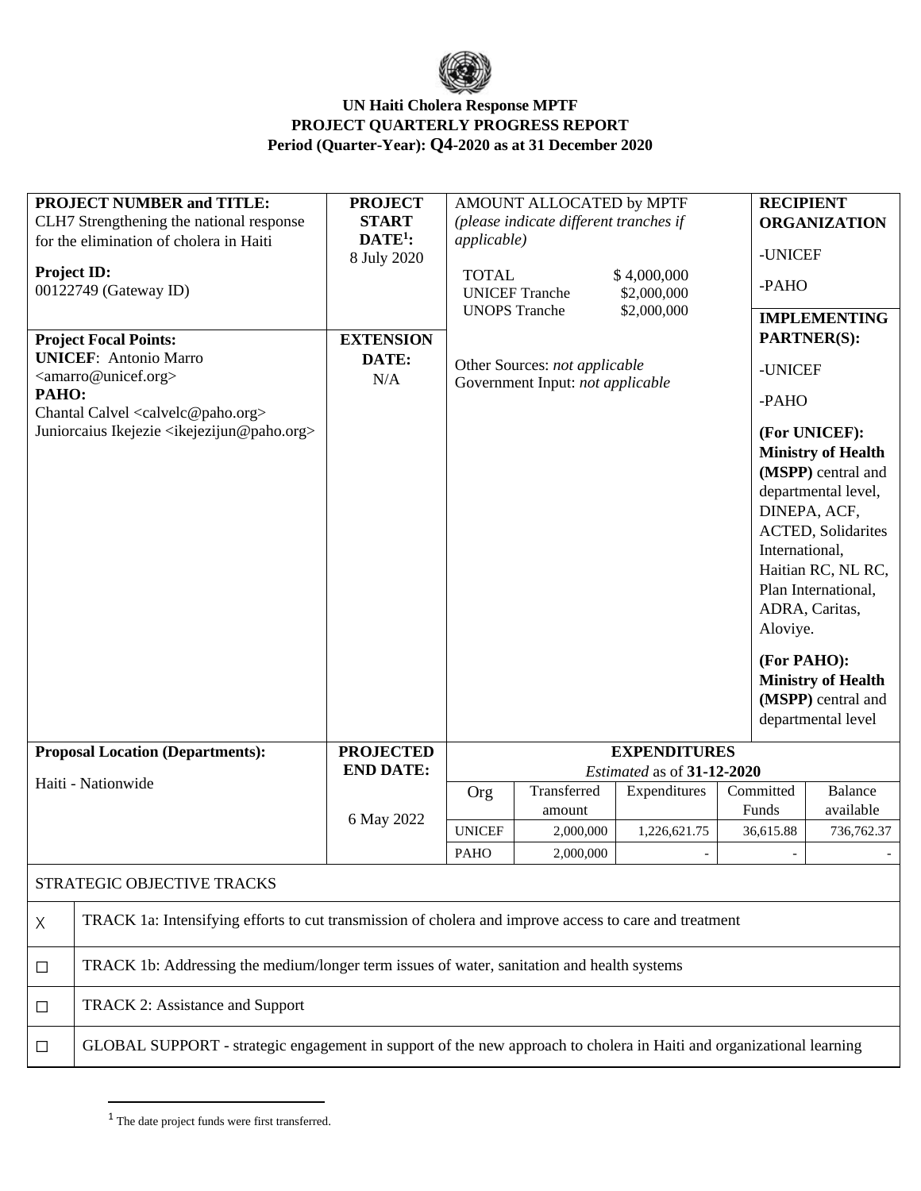**UN Haiti Cholera Response MPTF**
**PROJECT QUARTERLY PROGRESS REPORT**
**Period (Quarter-Year): Q4-2020 as at 31 December 2020**

| **PROJECT NUMBER and TITLE:** CLH7 Strengthening the national response for the elimination of cholera in Haiti<br><br>**Project ID:** 00122749 (Gateway ID) | **PROJECT START DATE[1]:** 8 July 2020 | AMOUNT ALLOCATED by MPTF *(please indicate different tranches if applicable)*<br><br>TOTAL $ 4,000,000<br>UNICEF Tranche $2,000,000<br>UNOPS Tranche $2,000,000<br><br>Other Sources: *not applicable*<br>Government Input: *not applicable* | **RECIPIENT ORGANIZATION**<br>-UNICEF<br>-PAHO |
|---|---|---|---|
| **Project Focal Points:**<br>**UNICEF**: Antonio Marro <amarro@unicef.org><br>**PAHO:**<br>Chantal Calvel <calvelc@paho.org><br>Juniorcaius Ikejezie <ikejezijun@paho.org> | **EXTENSION DATE:** N/A | | **IMPLEMENTING PARTNER(S):**<br>-UNICEF<br>-PAHO<br>**(For UNICEF): Ministry of Health (MSPP)** central and departmental level, DINEPA, ACF, ACTED, Solidarites International, Haitian RC, NL RC, Plan International, ADRA, Caritas, Aloviye.<br>**(For PAHO): Ministry of Health (MSPP)** central and departmental level |

| **Proposal Location (Departments):** | **PROJECTED END DATE:** | **EXPENDITURES** *Estimated* as of **31-12-2020** | | | | |
|---|---|---|---|---|---|---|
| Haiti - Nationwide | 6 May 2022 | Org | Transferred amount | Expenditures | Committed Funds | Balance available |
| | | UNICEF | 2,000,000 | 1,226,621.75 | 36,615.88 | 736,762.37 |
| | | PAHO | 2,000,000 | - | - | - |

| STRATEGIC OBJECTIVE TRACKS | |
|---|---|
| X | TRACK 1a: Intensifying efforts to cut transmission of cholera and improve access to care and treatment |
| ☐ | TRACK 1b: Addressing the medium/longer term issues of water, sanitation and health systems |
| ☐ | TRACK 2: Assistance and Support |
| ☐ | GLOBAL SUPPORT - strategic engagement in support of the new approach to cholera in Haiti and organizational learning |

[1] The date project funds were first transferred.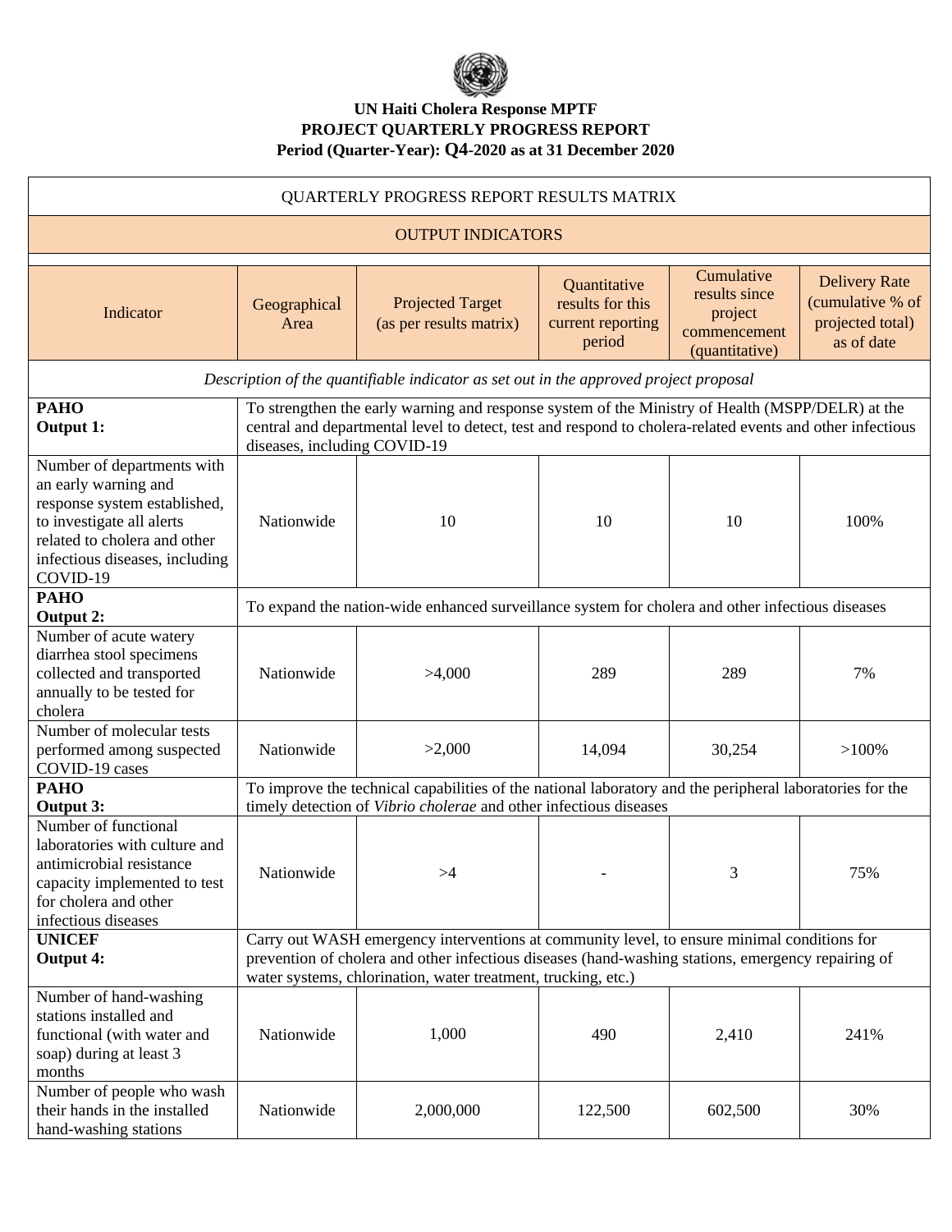**UN Haiti Cholera Response MPTF**
**PROJECT QUARTERLY PROGRESS REPORT**
**Period (Quarter-Year): Q4-2020 as at 31 December 2020**

| QUARTERLY PROGRESS REPORT RESULTS MATRIX | | | | | |
|---|---|---|---|---|---|
| OUTPUT INDICATORS | | | | | |
| Indicator | Geographical Area | Projected Target (as per results matrix) | Quantitative results for this current reporting period | Cumulative results since project commencement (quantitative) | Delivery Rate (cumulative % of projected total) as of date |
| *Description of the quantifiable indicator as set out in the approved project proposal* | | | | | |
| **PAHO Output 1:** | To strengthen the early warning and response system of the Ministry of Health (MSPP/DELR) at the central and departmental level to detect, test and respond to cholera-related events and other infectious diseases, including COVID-19 | | | | |
| Number of departments with an early warning and response system established, to investigate all alerts related to cholera and other infectious diseases, including COVID-19 | Nationwide | 10 | 10 | 10 | 100% |
| **PAHO Output 2:** | To expand the nation-wide enhanced surveillance system for cholera and other infectious diseases | | | | |
| Number of acute watery diarrhea stool specimens collected and transported annually to be tested for cholera | Nationwide | >4,000 | 289 | 289 | 7% |
| Number of molecular tests performed among suspected COVID-19 cases | Nationwide | >2,000 | 14,094 | 30,254 | >100% |
| **PAHO Output 3:** | To improve the technical capabilities of the national laboratory and the peripheral laboratories for the timely detection of *Vibrio cholerae* and other infectious diseases | | | | |
| Number of functional laboratories with culture and antimicrobial resistance capacity implemented to test for cholera and other infectious diseases | Nationwide | >4 | - | 3 | 75% |
| **UNICEF Output 4:** | Carry out WASH emergency interventions at community level, to ensure minimal conditions for prevention of cholera and other infectious diseases (hand-washing stations, emergency repairing of water systems, chlorination, water treatment, trucking, etc.) | | | | |
| Number of hand-washing stations installed and functional (with water and soap) during at least 3 months | Nationwide | 1,000 | 490 | 2,410 | 241% |
| Number of people who wash their hands in the installed hand-washing stations | Nationwide | 2,000,000 | 122,500 | 602,500 | 30% |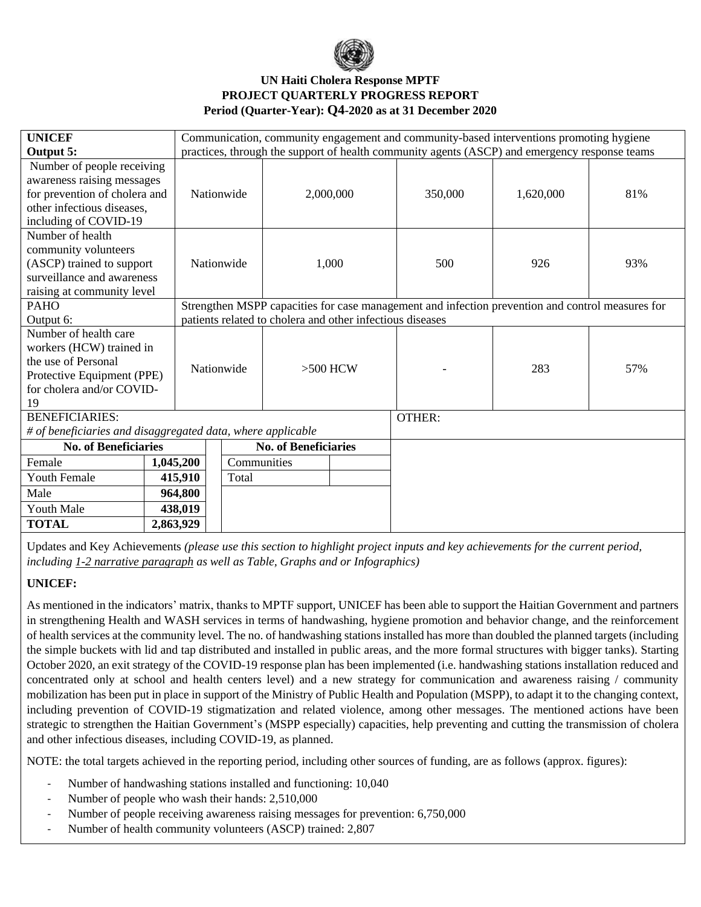**UN Haiti Cholera Response MPTF**
**PROJECT QUARTERLY PROGRESS REPORT**
**Period (Quarter-Year): Q4-2020 as at 31 December 2020**

| | | | | | |
|---|---|---|---|---|---|
| **UNICEF Output 5:** | Communication, community engagement and community-based interventions promoting hygiene practices, through the support of health community agents (ASCP) and emergency response teams | | | | |
| Number of people receiving awareness raising messages for prevention of cholera and other infectious diseases, including of COVID-19 | Nationwide | 2,000,000 | 350,000 | 1,620,000 | 81% |
| Number of health community volunteers (ASCP) trained to support surveillance and awareness raising at community level | Nationwide | 1,000 | 500 | 926 | 93% |
| PAHO Output 6: | Strengthen MSPP capacities for case management and infection prevention and control measures for patients related to cholera and other infectious diseases | | | | |
| Number of health care workers (HCW) trained in the use of Personal Protective Equipment (PPE) for cholera and/or COVID-19 | Nationwide | >500 HCW | - | 283 | 57% |

BENEFICIARIES:
*# of beneficiaries and disaggregated data, where applicable*

| No. of Beneficiaries | |
|---|---|
| Female | **1,045,200** |
| Youth Female | **415,910** |
| Male | **964,800** |
| Youth Male | **438,019** |
| **TOTAL** | **2,863,929** |

| No. of Beneficiaries | |
|---|---|
| Communities | |
| Total | |

OTHER:

Updates and Key Achievements *(please use this section to highlight project inputs and key achievements for the current period, including 1-2 narrative paragraph as well as Table, Graphs and or Infographics)*

**UNICEF:**

As mentioned in the indicators' matrix, thanks to MPTF support, UNICEF has been able to support the Haitian Government and partners in strengthening Health and WASH services in terms of handwashing, hygiene promotion and behavior change, and the reinforcement of health services at the community level. The no. of handwashing stations installed has more than doubled the planned targets (including the simple buckets with lid and tap distributed and installed in public areas, and the more formal structures with bigger tanks). Starting October 2020, an exit strategy of the COVID-19 response plan has been implemented (i.e. handwashing stations installation reduced and concentrated only at school and health centers level) and a new strategy for communication and awareness raising / community mobilization has been put in place in support of the Ministry of Public Health and Population (MSPP), to adapt it to the changing context, including prevention of COVID-19 stigmatization and related violence, among other messages. The mentioned actions have been strategic to strengthen the Haitian Government's (MSPP especially) capacities, help preventing and cutting the transmission of cholera and other infectious diseases, including COVID-19, as planned.

NOTE: the total targets achieved in the reporting period, including other sources of funding, are as follows (approx. figures):

- Number of handwashing stations installed and functioning: 10,040
- Number of people who wash their hands: 2,510,000
- Number of people receiving awareness raising messages for prevention: 6,750,000
- Number of health community volunteers (ASCP) trained: 2,807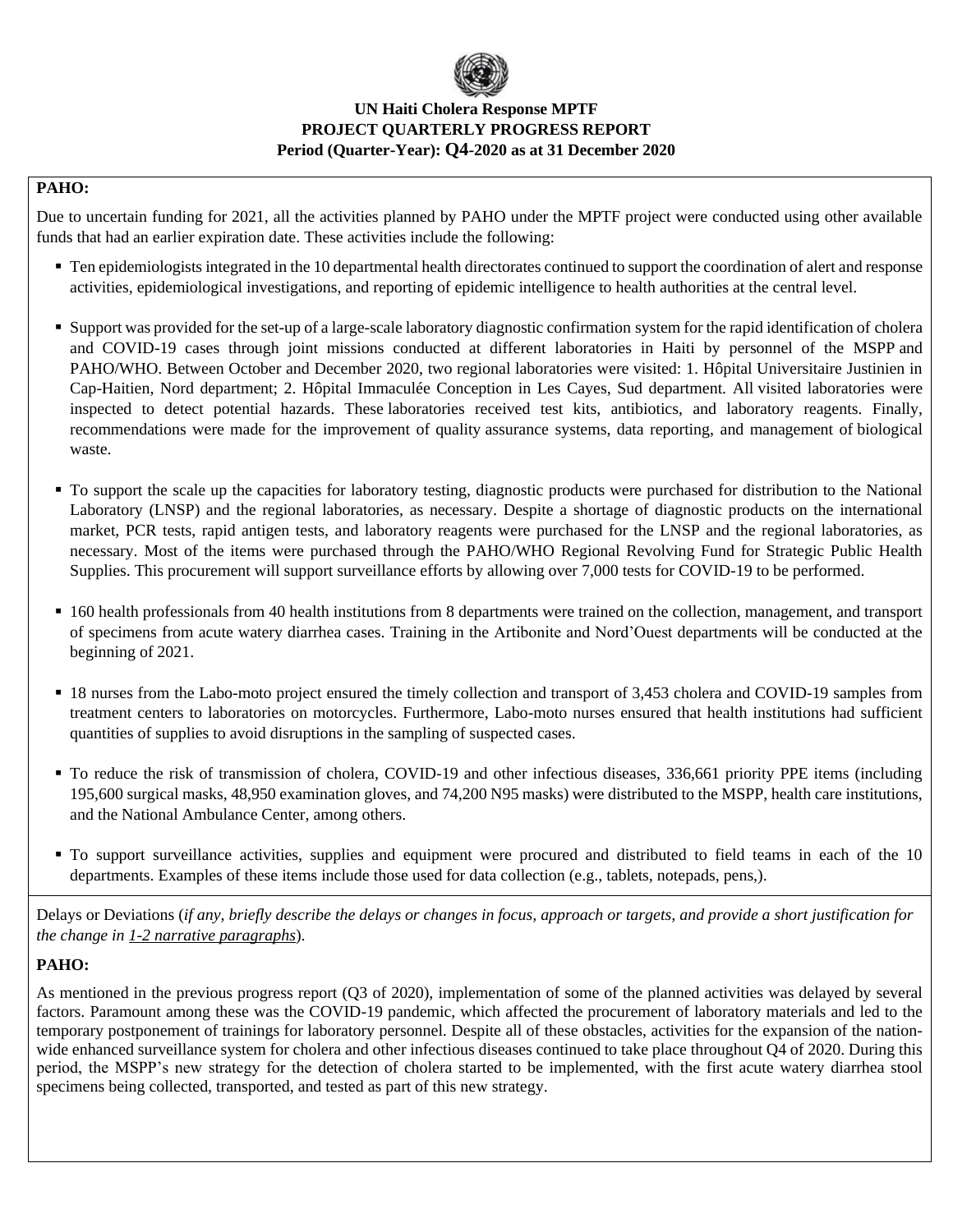**UN Haiti Cholera Response MPTF**
**PROJECT QUARTERLY PROGRESS REPORT**
**Period (Quarter-Year): Q4-2020 as at 31 December 2020**

**PAHO:**

Due to uncertain funding for 2021, all the activities planned by PAHO under the MPTF project were conducted using other available funds that had an earlier expiration date. These activities include the following:

- Ten epidemiologists integrated in the 10 departmental health directorates continued to support the coordination of alert and response activities, epidemiological investigations, and reporting of epidemic intelligence to health authorities at the central level.
- Support was provided for the set-up of a large-scale laboratory diagnostic confirmation system for the rapid identification of cholera and COVID-19 cases through joint missions conducted at different laboratories in Haiti by personnel of the MSPP and PAHO/WHO. Between October and December 2020, two regional laboratories were visited: 1. Hôpital Universitaire Justinien in Cap-Haitien, Nord department; 2. Hôpital Immaculée Conception in Les Cayes, Sud department. All visited laboratories were inspected to detect potential hazards. These laboratories received test kits, antibiotics, and laboratory reagents. Finally, recommendations were made for the improvement of quality assurance systems, data reporting, and management of biological waste.
- To support the scale up the capacities for laboratory testing, diagnostic products were purchased for distribution to the National Laboratory (LNSP) and the regional laboratories, as necessary. Despite a shortage of diagnostic products on the international market, PCR tests, rapid antigen tests, and laboratory reagents were purchased for the LNSP and the regional laboratories, as necessary. Most of the items were purchased through the PAHO/WHO Regional Revolving Fund for Strategic Public Health Supplies. This procurement will support surveillance efforts by allowing over 7,000 tests for COVID-19 to be performed.
- 160 health professionals from 40 health institutions from 8 departments were trained on the collection, management, and transport of specimens from acute watery diarrhea cases. Training in the Artibonite and Nord'Ouest departments will be conducted at the beginning of 2021.
- 18 nurses from the Labo-moto project ensured the timely collection and transport of 3,453 cholera and COVID-19 samples from treatment centers to laboratories on motorcycles. Furthermore, Labo-moto nurses ensured that health institutions had sufficient quantities of supplies to avoid disruptions in the sampling of suspected cases.
- To reduce the risk of transmission of cholera, COVID-19 and other infectious diseases, 336,661 priority PPE items (including 195,600 surgical masks, 48,950 examination gloves, and 74,200 N95 masks) were distributed to the MSPP, health care institutions, and the National Ambulance Center, among others.
- To support surveillance activities, supplies and equipment were procured and distributed to field teams in each of the 10 departments. Examples of these items include those used for data collection (e.g., tablets, notepads, pens,).

Delays or Deviations (*if any, briefly describe the delays or changes in focus, approach or targets, and provide a short justification for the change in 1-2 narrative paragraphs*).

**PAHO:**

As mentioned in the previous progress report (Q3 of 2020), implementation of some of the planned activities was delayed by several factors. Paramount among these was the COVID-19 pandemic, which affected the procurement of laboratory materials and led to the temporary postponement of trainings for laboratory personnel. Despite all of these obstacles, activities for the expansion of the nation-wide enhanced surveillance system for cholera and other infectious diseases continued to take place throughout Q4 of 2020. During this period, the MSPP's new strategy for the detection of cholera started to be implemented, with the first acute watery diarrhea stool specimens being collected, transported, and tested as part of this new strategy.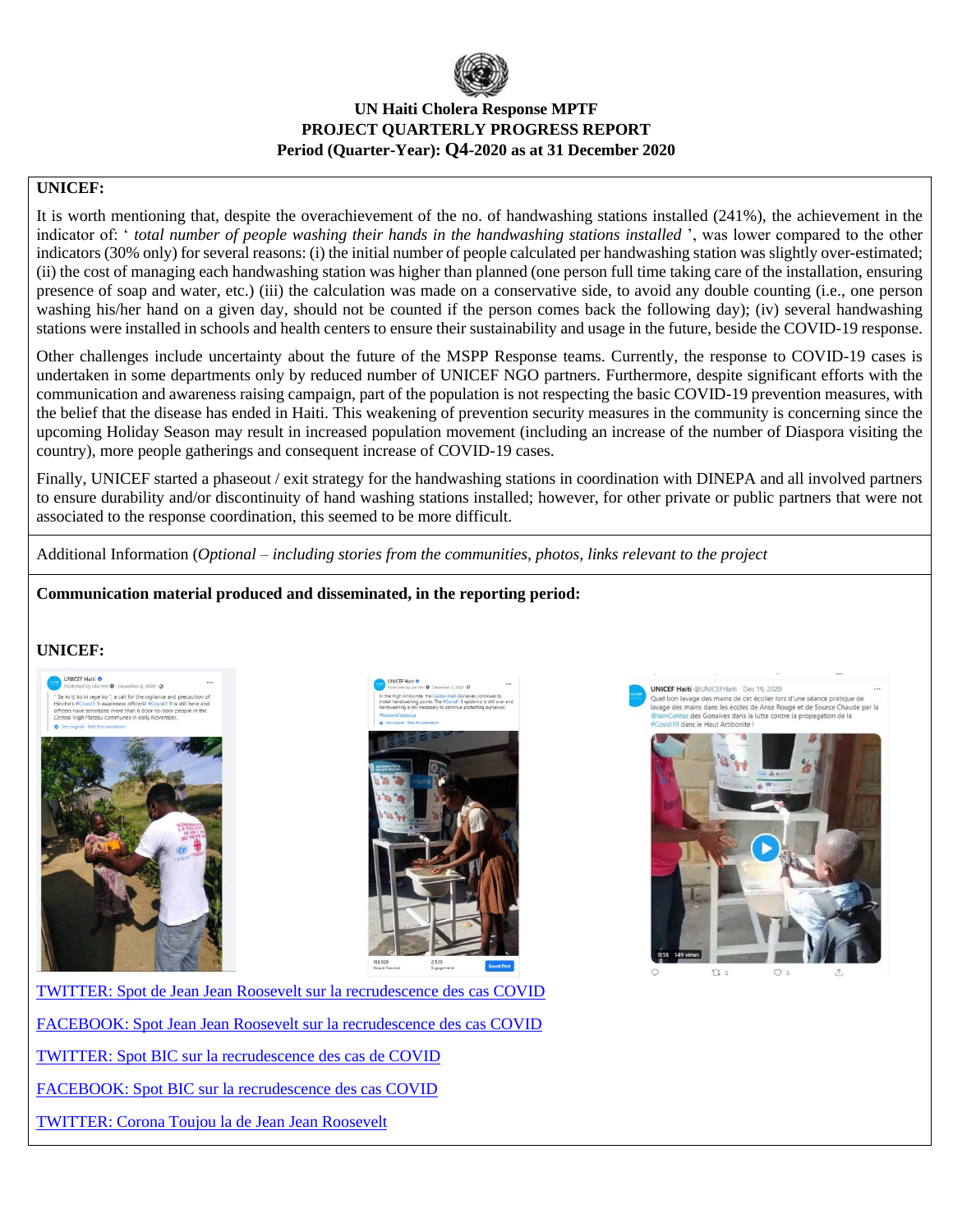**UN Haiti Cholera Response MPTF**
**PROJECT QUARTERLY PROGRESS REPORT**
**Period (Quarter-Year): Q4-2020 as at 31 December 2020**

**UNICEF:**

It is worth mentioning that, despite the overachievement of the no. of handwashing stations installed (241%), the achievement in the indicator of: ' *total number of people washing their hands in the handwashing stations installed* ', was lower compared to the other indicators (30% only) for several reasons: (i) the initial number of people calculated per handwashing station was slightly over-estimated; (ii) the cost of managing each handwashing station was higher than planned (one person full time taking care of the installation, ensuring presence of soap and water, etc.) (iii) the calculation was made on a conservative side, to avoid any double counting (i.e., one person washing his/her hand on a given day, should not be counted if the person comes back the following day); (iv) several handwashing stations were installed in schools and health centers to ensure their sustainability and usage in the future, beside the COVID-19 response.

Other challenges include uncertainty about the future of the MSPP Response teams. Currently, the response to COVID-19 cases is undertaken in some departments only by reduced number of UNICEF NGO partners. Furthermore, despite significant efforts with the communication and awareness raising campaign, part of the population is not respecting the basic COVID-19 prevention measures, with the belief that the disease has ended in Haiti. This weakening of prevention security measures in the community is concerning since the upcoming Holiday Season may result in increased population movement (including an increase of the number of Diaspora visiting the country), more people gatherings and consequent increase of COVID-19 cases.

Finally, UNICEF started a phaseout / exit strategy for the handwashing stations in coordination with DINEPA and all involved partners to ensure durability and/or discontinuity of hand washing stations installed; however, for other private or public partners that were not associated to the response coordination, this seemed to be more difficult.

Additional Information (*Optional – including stories from the communities, photos, links relevant to the project*

**Communication material produced and disseminated, in the reporting period:**

**UNICEF:**

TWITTER: Spot de Jean Jean Roosevelt sur la recrudescence des cas COVID

FACEBOOK: Spot Jean Jean Roosevelt sur la recrudescence des cas COVID

TWITTER: Spot BIC sur la recrudescence des cas de COVID

FACEBOOK: Spot BIC sur la recrudescence des cas COVID

TWITTER: Corona Toujou la de Jean Jean Roosevelt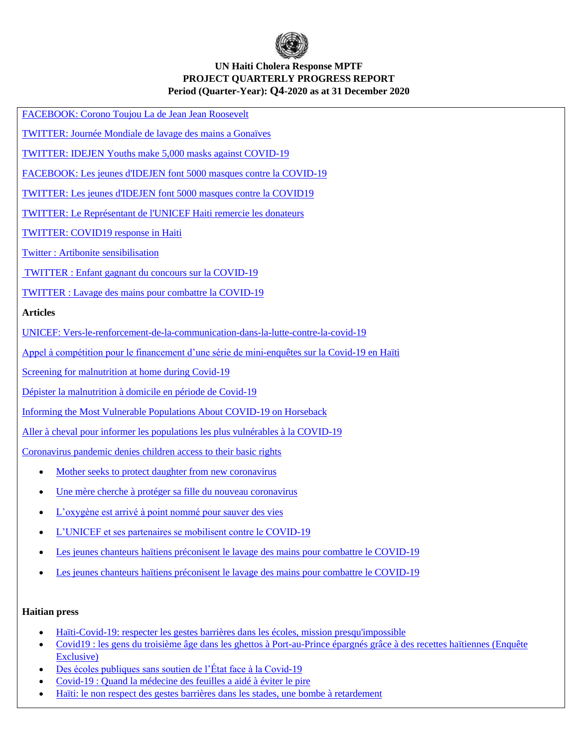FACEBOOK: Corono Toujou La de Jean Jean Roosevelt

TWITTER: Journée Mondiale de lavage des mains a Gonaïves

TWITTER: IDEJEN Youths make 5,000 masks against COVID-19

FACEBOOK: Les jeunes d'IDEJEN font 5000 masques contre la COVID-19

TWITTER: Les jeunes d'IDEJEN font 5000 masques contre la COVID19

TWITTER: Le Représentant de l'UNICEF Haiti remercie les donateurs

TWITTER: COVID19 response in Haiti

Twitter : Artibonite sensibilisation

TWITTER : Enfant gagnant du concours sur la COVID-19

TWITTER : Lavage des mains pour combattre la COVID-19

**Articles**

UNICEF: Vers-le-renforcement-de-la-communication-dans-la-lutte-contre-la-covid-19

Appel à compétition pour le financement d'une série de mini-enquêtes sur la Covid-19 en Haïti

Screening for malnutrition at home during Covid-19

Dépister la malnutrition à domicile en période de Covid-19

Informing the Most Vulnerable Populations About COVID-19 on Horseback

Aller à cheval pour informer les populations les plus vulnérables à la COVID-19

Coronavirus pandemic denies children access to their basic rights

- Mother seeks to protect daughter from new coronavirus
- Une mère cherche à protéger sa fille du nouveau coronavirus
- L'oxygène est arrivé à point nommé pour sauver des vies
- L'UNICEF et ses partenaires se mobilisent contre le COVID-19
- Les jeunes chanteurs haïtiens préconisent le lavage des mains pour combattre le COVID-19
- Les jeunes chanteurs haïtiens préconisent le lavage des mains pour combattre le COVID-19

**Haitian press**

- Haïti-Covid-19: respecter les gestes barrières dans les écoles, mission presqu'impossible
- Covid19 : les gens du troisième âge dans les ghettos à Port-au-Prince épargnés grâce à des recettes haïtiennes (Enquête Exclusive)
- Des écoles publiques sans soutien de l'État face à la Covid-19
- Covid-19 : Quand la médecine des feuilles a aidé à éviter le pire
- Haïti: le non respect des gestes barrières dans les stades, une bombe à retardement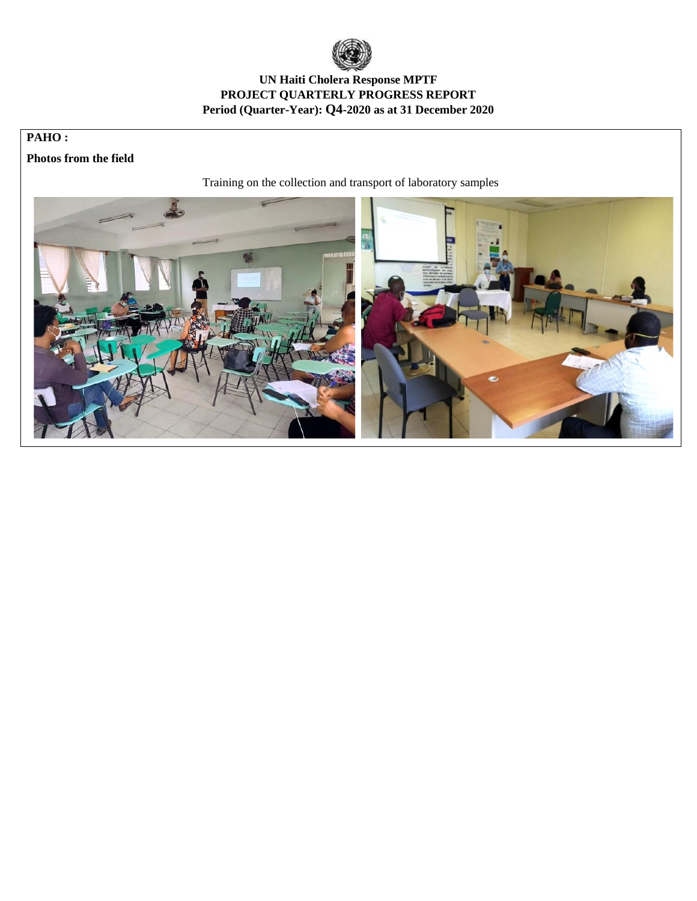**UN Haiti Cholera Response MPTF**
**PROJECT QUARTERLY PROGRESS REPORT**
**Period (Quarter-Year): Q4-2020 as at 31 December 2020**

**PAHO :**

**Photos from the field**

Training on the collection and transport of laboratory samples